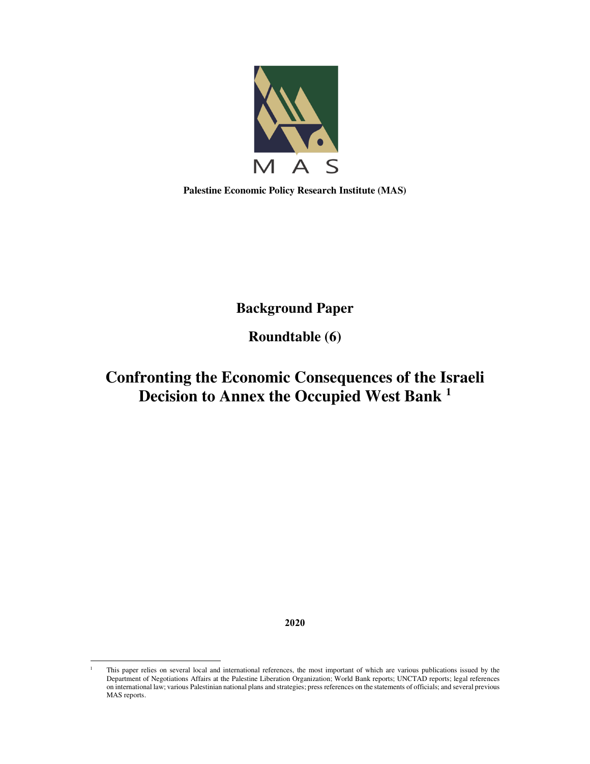MAS

**Palestine Economic Policy Research Institute (MAS)**

# Background Paper

## Roundtable (6)

# Confronting the Economic Consequences of the Israeli Decision to Annex the Occupied West Bank [1]

**2020**

[1] This paper relies on several local and international references, the most important of which are various publications issued by the Department of Negotiations Affairs at the Palestine Liberation Organization; World Bank reports; UNCTAD reports; legal references on international law; various Palestinian national plans and strategies; press references on the statements of officials; and several previous MAS reports.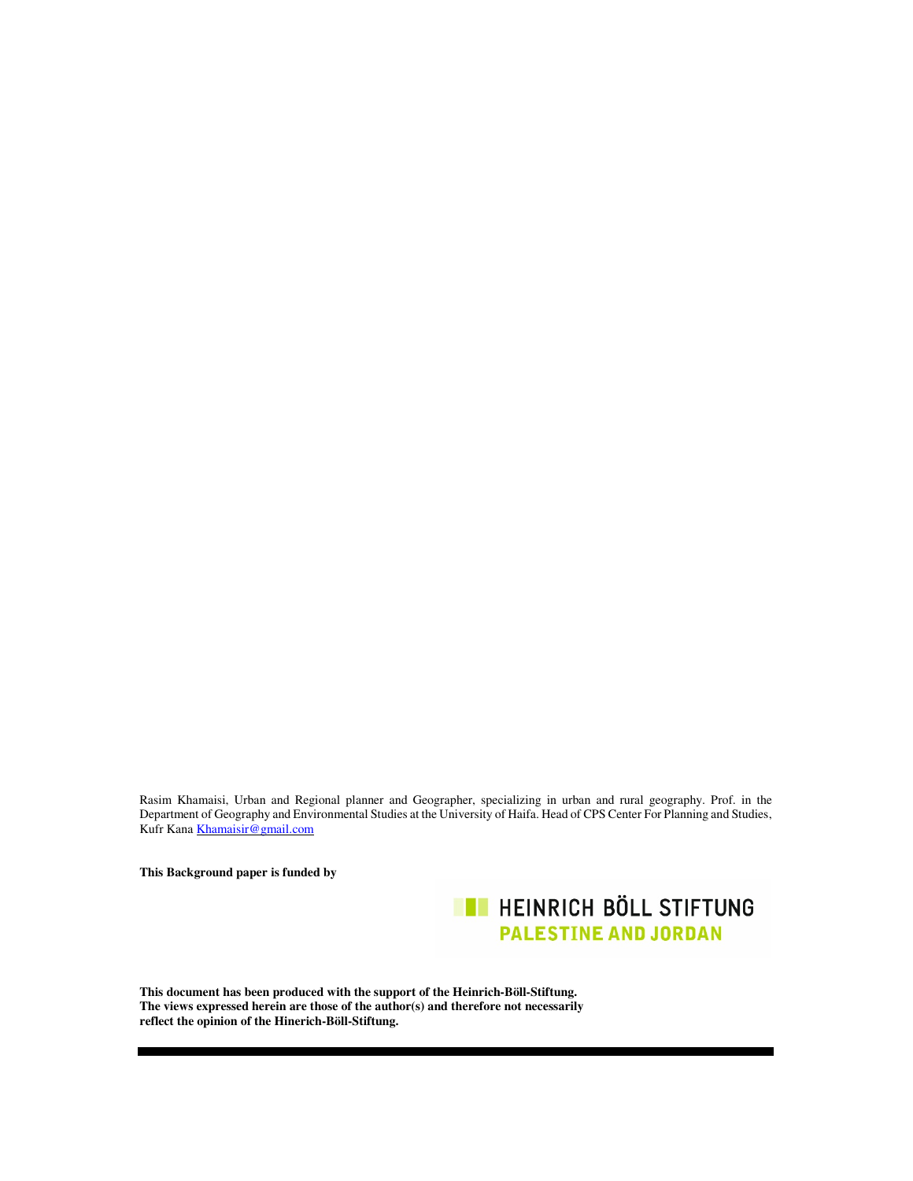Rasim Khamaisi, Urban and Regional planner and Geographer, specializing in urban and rural geography. Prof. in the Department of Geography and Environmental Studies at the University of Haifa. Head of CPS Center For Planning and Studies, Kufr Kana [Khamaisir@gmail.com](mailto:Khamaisir@gmail.com)

**This Background paper is funded by**

HEINRICH BÖLL STIFTUNG
PALESTINE AND JORDAN

**This document has been produced with the support of the Heinrich-Böll-Stiftung.**
**The views expressed herein are those of the author(s) and therefore not necessarily reflect the opinion of the Hinerich-Böll-Stiftung.**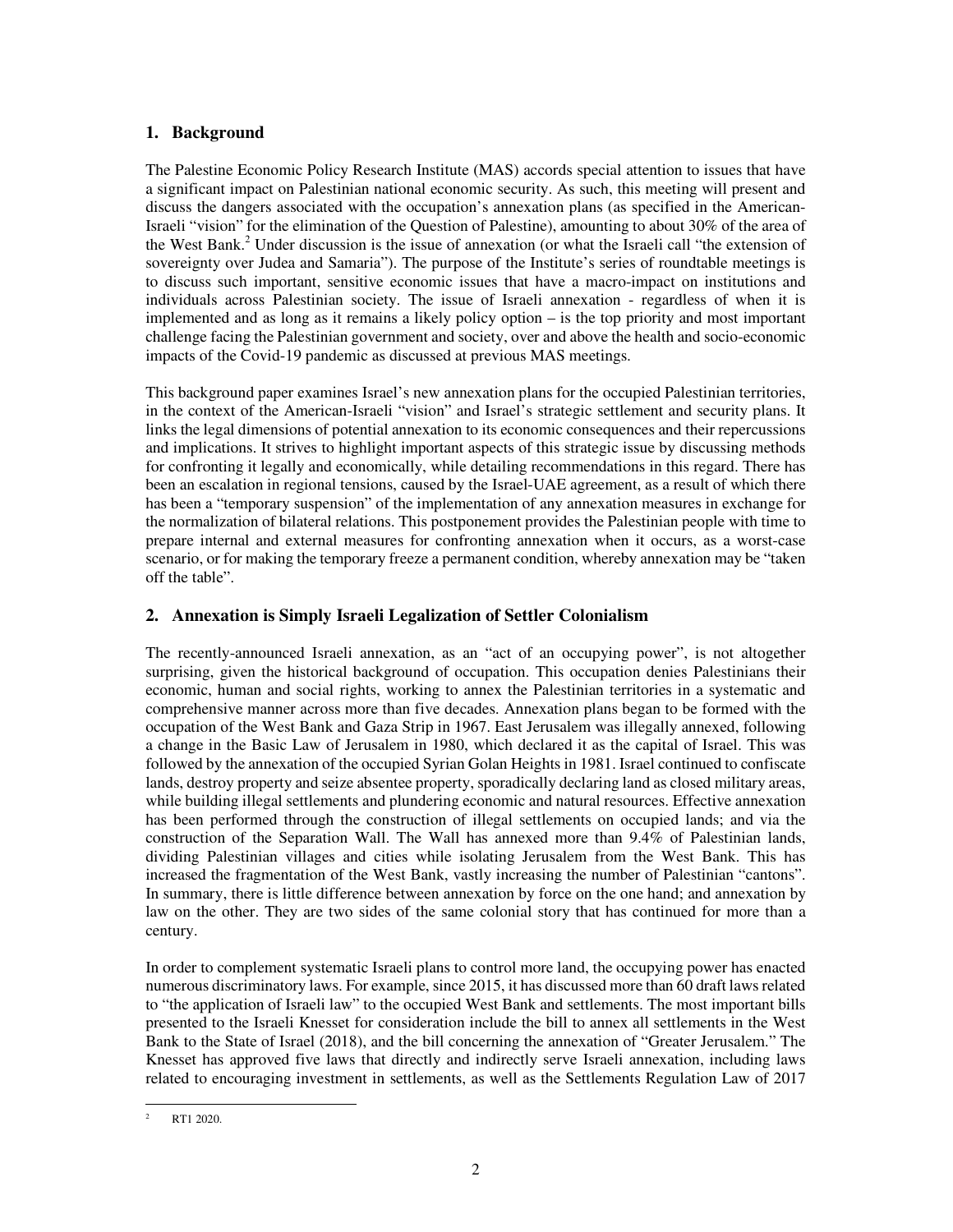## 1. Background

The Palestine Economic Policy Research Institute (MAS) accords special attention to issues that have a significant impact on Palestinian national economic security. As such, this meeting will present and discuss the dangers associated with the occupation's annexation plans (as specified in the American-Israeli "vision" for the elimination of the Question of Palestine), amounting to about 30% of the area of the West Bank.[2] Under discussion is the issue of annexation (or what the Israeli call "the extension of sovereignty over Judea and Samaria"). The purpose of the Institute's series of roundtable meetings is to discuss such important, sensitive economic issues that have a macro-impact on institutions and individuals across Palestinian society. The issue of Israeli annexation - regardless of when it is implemented and as long as it remains a likely policy option – is the top priority and most important challenge facing the Palestinian government and society, over and above the health and socio-economic impacts of the Covid-19 pandemic as discussed at previous MAS meetings.

This background paper examines Israel's new annexation plans for the occupied Palestinian territories, in the context of the American-Israeli "vision" and Israel's strategic settlement and security plans. It links the legal dimensions of potential annexation to its economic consequences and their repercussions and implications. It strives to highlight important aspects of this strategic issue by discussing methods for confronting it legally and economically, while detailing recommendations in this regard. There has been an escalation in regional tensions, caused by the Israel-UAE agreement, as a result of which there has been a "temporary suspension" of the implementation of any annexation measures in exchange for the normalization of bilateral relations. This postponement provides the Palestinian people with time to prepare internal and external measures for confronting annexation when it occurs, as a worst-case scenario, or for making the temporary freeze a permanent condition, whereby annexation may be "taken off the table".

## 2. Annexation is Simply Israeli Legalization of Settler Colonialism

The recently-announced Israeli annexation, as an "act of an occupying power", is not altogether surprising, given the historical background of occupation. This occupation denies Palestinians their economic, human and social rights, working to annex the Palestinian territories in a systematic and comprehensive manner across more than five decades. Annexation plans began to be formed with the occupation of the West Bank and Gaza Strip in 1967. East Jerusalem was illegally annexed, following a change in the Basic Law of Jerusalem in 1980, which declared it as the capital of Israel. This was followed by the annexation of the occupied Syrian Golan Heights in 1981. Israel continued to confiscate lands, destroy property and seize absentee property, sporadically declaring land as closed military areas, while building illegal settlements and plundering economic and natural resources. Effective annexation has been performed through the construction of illegal settlements on occupied lands; and via the construction of the Separation Wall. The Wall has annexed more than 9.4% of Palestinian lands, dividing Palestinian villages and cities while isolating Jerusalem from the West Bank. This has increased the fragmentation of the West Bank, vastly increasing the number of Palestinian "cantons". In summary, there is little difference between annexation by force on the one hand; and annexation by law on the other. They are two sides of the same colonial story that has continued for more than a century.

In order to complement systematic Israeli plans to control more land, the occupying power has enacted numerous discriminatory laws. For example, since 2015, it has discussed more than 60 draft laws related to "the application of Israeli law" to the occupied West Bank and settlements. The most important bills presented to the Israeli Knesset for consideration include the bill to annex all settlements in the West Bank to the State of Israel (2018), and the bill concerning the annexation of "Greater Jerusalem." The Knesset has approved five laws that directly and indirectly serve Israeli annexation, including laws related to encouraging investment in settlements, as well as the Settlements Regulation Law of 2017

---

[2] RT1 2020.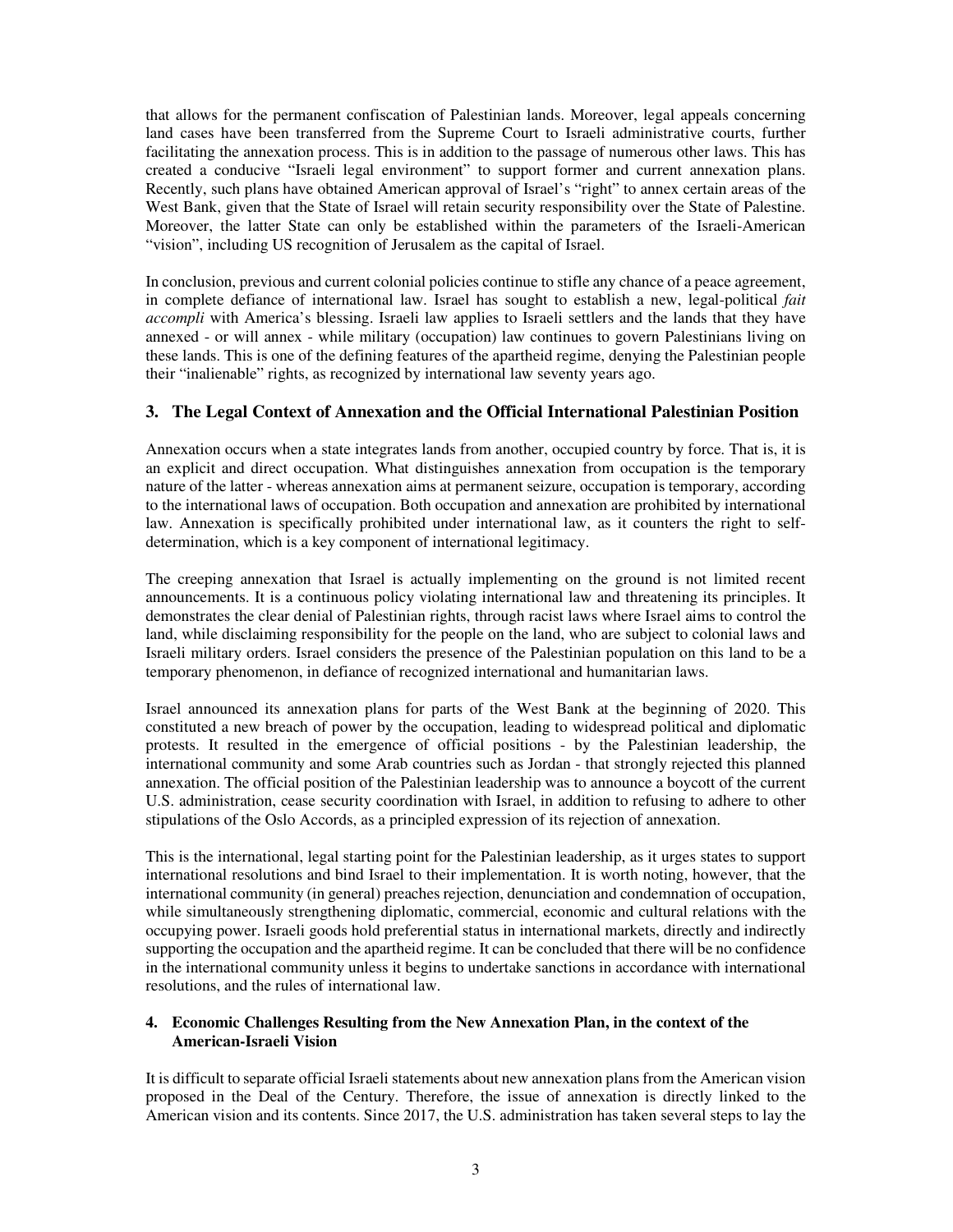that allows for the permanent confiscation of Palestinian lands. Moreover, legal appeals concerning land cases have been transferred from the Supreme Court to Israeli administrative courts, further facilitating the annexation process. This is in addition to the passage of numerous other laws. This has created a conducive "Israeli legal environment" to support former and current annexation plans. Recently, such plans have obtained American approval of Israel's "right" to annex certain areas of the West Bank, given that the State of Israel will retain security responsibility over the State of Palestine. Moreover, the latter State can only be established within the parameters of the Israeli-American "vision", including US recognition of Jerusalem as the capital of Israel.

In conclusion, previous and current colonial policies continue to stifle any chance of a peace agreement, in complete defiance of international law. Israel has sought to establish a new, legal-political *fait accompli* with America's blessing. Israeli law applies to Israeli settlers and the lands that they have annexed - or will annex - while military (occupation) law continues to govern Palestinians living on these lands. This is one of the defining features of the apartheid regime, denying the Palestinian people their "inalienable" rights, as recognized by international law seventy years ago.

## 3. The Legal Context of Annexation and the Official International Palestinian Position

Annexation occurs when a state integrates lands from another, occupied country by force. That is, it is an explicit and direct occupation. What distinguishes annexation from occupation is the temporary nature of the latter - whereas annexation aims at permanent seizure, occupation is temporary, according to the international laws of occupation. Both occupation and annexation are prohibited by international law. Annexation is specifically prohibited under international law, as it counters the right to self-determination, which is a key component of international legitimacy.

The creeping annexation that Israel is actually implementing on the ground is not limited recent announcements. It is a continuous policy violating international law and threatening its principles. It demonstrates the clear denial of Palestinian rights, through racist laws where Israel aims to control the land, while disclaiming responsibility for the people on the land, who are subject to colonial laws and Israeli military orders. Israel considers the presence of the Palestinian population on this land to be a temporary phenomenon, in defiance of recognized international and humanitarian laws.

Israel announced its annexation plans for parts of the West Bank at the beginning of 2020. This constituted a new breach of power by the occupation, leading to widespread political and diplomatic protests. It resulted in the emergence of official positions - by the Palestinian leadership, the international community and some Arab countries such as Jordan - that strongly rejected this planned annexation. The official position of the Palestinian leadership was to announce a boycott of the current U.S. administration, cease security coordination with Israel, in addition to refusing to adhere to other stipulations of the Oslo Accords, as a principled expression of its rejection of annexation.

This is the international, legal starting point for the Palestinian leadership, as it urges states to support international resolutions and bind Israel to their implementation. It is worth noting, however, that the international community (in general) preaches rejection, denunciation and condemnation of occupation, while simultaneously strengthening diplomatic, commercial, economic and cultural relations with the occupying power. Israeli goods hold preferential status in international markets, directly and indirectly supporting the occupation and the apartheid regime. It can be concluded that there will be no confidence in the international community unless it begins to undertake sanctions in accordance with international resolutions, and the rules of international law.

### 4. Economic Challenges Resulting from the New Annexation Plan, in the context of the American-Israeli Vision

It is difficult to separate official Israeli statements about new annexation plans from the American vision proposed in the Deal of the Century. Therefore, the issue of annexation is directly linked to the American vision and its contents. Since 2017, the U.S. administration has taken several steps to lay the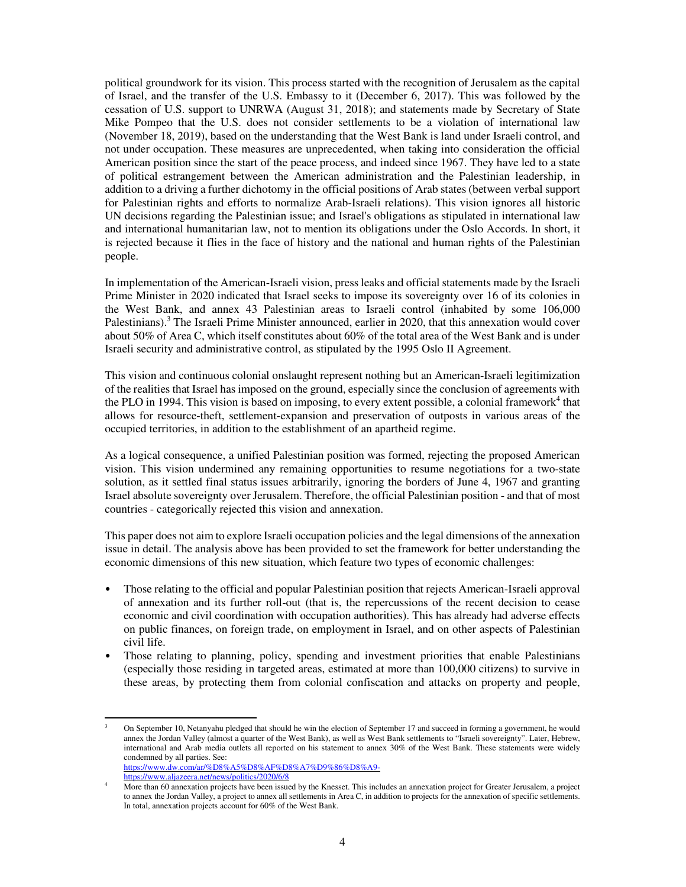political groundwork for its vision. This process started with the recognition of Jerusalem as the capital of Israel, and the transfer of the U.S. Embassy to it (December 6, 2017). This was followed by the cessation of U.S. support to UNRWA (August 31, 2018); and statements made by Secretary of State Mike Pompeo that the U.S. does not consider settlements to be a violation of international law (November 18, 2019), based on the understanding that the West Bank is land under Israeli control, and not under occupation. These measures are unprecedented, when taking into consideration the official American position since the start of the peace process, and indeed since 1967. They have led to a state of political estrangement between the American administration and the Palestinian leadership, in addition to a driving a further dichotomy in the official positions of Arab states (between verbal support for Palestinian rights and efforts to normalize Arab-Israeli relations). This vision ignores all historic UN decisions regarding the Palestinian issue; and Israel's obligations as stipulated in international law and international humanitarian law, not to mention its obligations under the Oslo Accords. In short, it is rejected because it flies in the face of history and the national and human rights of the Palestinian people.

In implementation of the American-Israeli vision, press leaks and official statements made by the Israeli Prime Minister in 2020 indicated that Israel seeks to impose its sovereignty over 16 of its colonies in the West Bank, and annex 43 Palestinian areas to Israeli control (inhabited by some 106,000 Palestinians).[3] The Israeli Prime Minister announced, earlier in 2020, that this annexation would cover about 50% of Area C, which itself constitutes about 60% of the total area of the West Bank and is under Israeli security and administrative control, as stipulated by the 1995 Oslo II Agreement.

This vision and continuous colonial onslaught represent nothing but an American-Israeli legitimization of the realities that Israel has imposed on the ground, especially since the conclusion of agreements with the PLO in 1994. This vision is based on imposing, to every extent possible, a colonial framework[4] that allows for resource-theft, settlement-expansion and preservation of outposts in various areas of the occupied territories, in addition to the establishment of an apartheid regime.

As a logical consequence, a unified Palestinian position was formed, rejecting the proposed American vision. This vision undermined any remaining opportunities to resume negotiations for a two-state solution, as it settled final status issues arbitrarily, ignoring the borders of June 4, 1967 and granting Israel absolute sovereignty over Jerusalem. Therefore, the official Palestinian position - and that of most countries - categorically rejected this vision and annexation.

This paper does not aim to explore Israeli occupation policies and the legal dimensions of the annexation issue in detail. The analysis above has been provided to set the framework for better understanding the economic dimensions of this new situation, which feature two types of economic challenges:

- Those relating to the official and popular Palestinian position that rejects American-Israeli approval of annexation and its further roll-out (that is, the repercussions of the recent decision to cease economic and civil coordination with occupation authorities). This has already had adverse effects on public finances, on foreign trade, on employment in Israel, and on other aspects of Palestinian civil life.
- Those relating to planning, policy, spending and investment priorities that enable Palestinians (especially those residing in targeted areas, estimated at more than 100,000 citizens) to survive in these areas, by protecting them from colonial confiscation and attacks on property and people,

---

[3] On September 10, Netanyahu pledged that should he win the election of September 17 and succeed in forming a government, he would annex the Jordan Valley (almost a quarter of the West Bank), as well as West Bank settlements to "Israeli sovereignty". Later, Hebrew, international and Arab media outlets all reported on his statement to annex 30% of the West Bank. These statements were widely condemned by all parties. See:
https://www.dw.com/ar/%D8%A5%D8%AF%D8%A7%D9%86%D8%A9-
https://www.aljazeera.net/news/politics/2020/6/8

[4] More than 60 annexation projects have been issued by the Knesset. This includes an annexation project for Greater Jerusalem, a project to annex the Jordan Valley, a project to annex all settlements in Area C, in addition to projects for the annexation of specific settlements. In total, annexation projects account for 60% of the West Bank.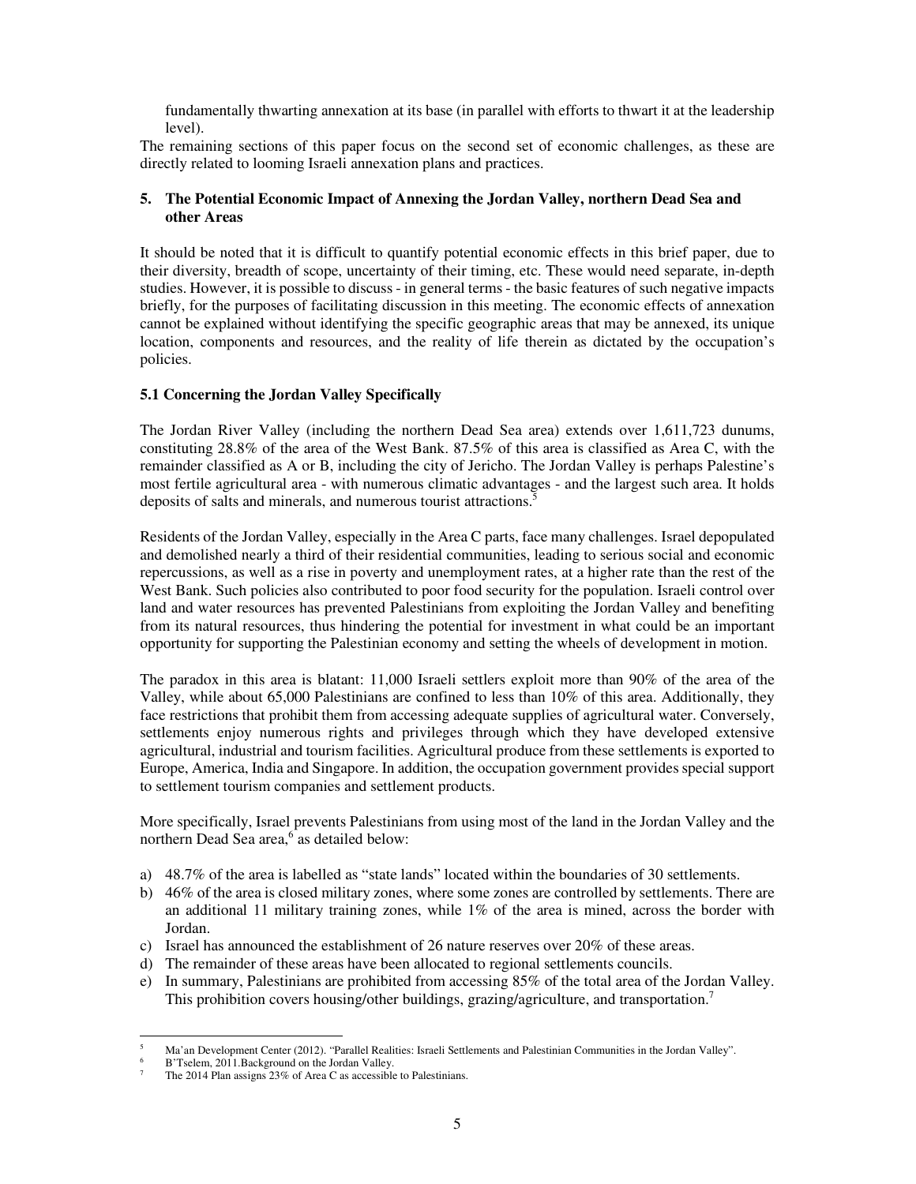fundamentally thwarting annexation at its base (in parallel with efforts to thwart it at the leadership level).

The remaining sections of this paper focus on the second set of economic challenges, as these are directly related to looming Israeli annexation plans and practices.

## 5. The Potential Economic Impact of Annexing the Jordan Valley, northern Dead Sea and other Areas

It should be noted that it is difficult to quantify potential economic effects in this brief paper, due to their diversity, breadth of scope, uncertainty of their timing, etc. These would need separate, in-depth studies. However, it is possible to discuss - in general terms - the basic features of such negative impacts briefly, for the purposes of facilitating discussion in this meeting. The economic effects of annexation cannot be explained without identifying the specific geographic areas that may be annexed, its unique location, components and resources, and the reality of life therein as dictated by the occupation's policies.

### 5.1 Concerning the Jordan Valley Specifically

The Jordan River Valley (including the northern Dead Sea area) extends over 1,611,723 dunums, constituting 28.8% of the area of the West Bank. 87.5% of this area is classified as Area C, with the remainder classified as A or B, including the city of Jericho. The Jordan Valley is perhaps Palestine's most fertile agricultural area - with numerous climatic advantages - and the largest such area. It holds deposits of salts and minerals, and numerous tourist attractions.[5]

Residents of the Jordan Valley, especially in the Area C parts, face many challenges. Israel depopulated and demolished nearly a third of their residential communities, leading to serious social and economic repercussions, as well as a rise in poverty and unemployment rates, at a higher rate than the rest of the West Bank. Such policies also contributed to poor food security for the population. Israeli control over land and water resources has prevented Palestinians from exploiting the Jordan Valley and benefiting from its natural resources, thus hindering the potential for investment in what could be an important opportunity for supporting the Palestinian economy and setting the wheels of development in motion.

The paradox in this area is blatant: 11,000 Israeli settlers exploit more than 90% of the area of the Valley, while about 65,000 Palestinians are confined to less than 10% of this area. Additionally, they face restrictions that prohibit them from accessing adequate supplies of agricultural water. Conversely, settlements enjoy numerous rights and privileges through which they have developed extensive agricultural, industrial and tourism facilities. Agricultural produce from these settlements is exported to Europe, America, India and Singapore. In addition, the occupation government provides special support to settlement tourism companies and settlement products.

More specifically, Israel prevents Palestinians from using most of the land in the Jordan Valley and the northern Dead Sea area,[6] as detailed below:

a) 48.7% of the area is labelled as "state lands" located within the boundaries of 30 settlements.
b) 46% of the area is closed military zones, where some zones are controlled by settlements. There are an additional 11 military training zones, while 1% of the area is mined, across the border with Jordan.
c) Israel has announced the establishment of 26 nature reserves over 20% of these areas.
d) The remainder of these areas have been allocated to regional settlements councils.
e) In summary, Palestinians are prohibited from accessing 85% of the total area of the Jordan Valley. This prohibition covers housing/other buildings, grazing/agriculture, and transportation.[7]

---

[5] Ma'an Development Center (2012). "Parallel Realities: Israeli Settlements and Palestinian Communities in the Jordan Valley".
[6] B'Tselem, 2011.Background on the Jordan Valley.
[7] The 2014 Plan assigns 23% of Area C as accessible to Palestinians.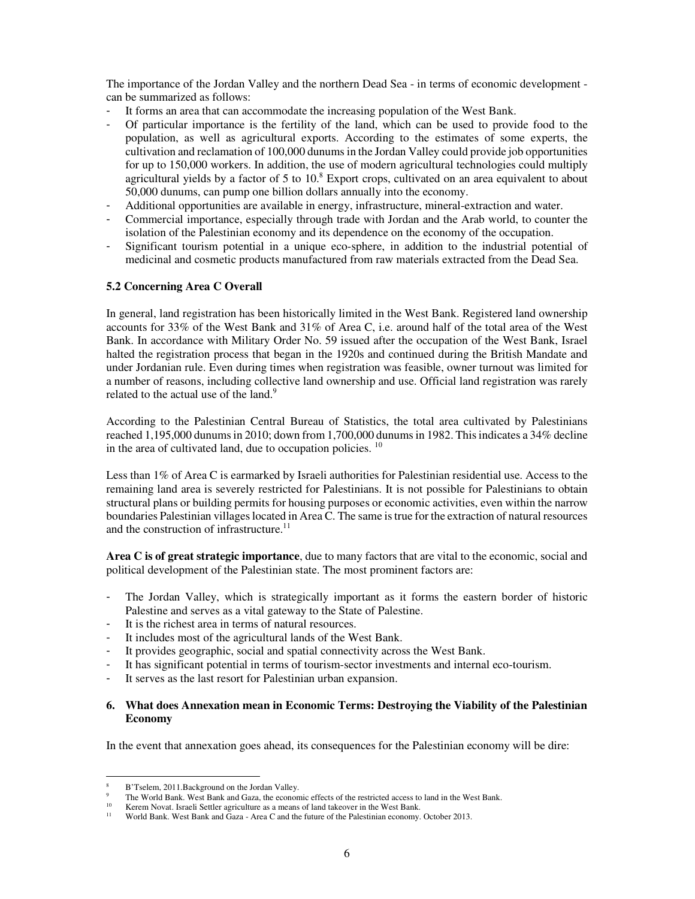The importance of the Jordan Valley and the northern Dead Sea - in terms of economic development - can be summarized as follows:

- It forms an area that can accommodate the increasing population of the West Bank.
- Of particular importance is the fertility of the land, which can be used to provide food to the population, as well as agricultural exports. According to the estimates of some experts, the cultivation and reclamation of 100,000 dunums in the Jordan Valley could provide job opportunities for up to 150,000 workers. In addition, the use of modern agricultural technologies could multiply agricultural yields by a factor of 5 to 10.[8] Export crops, cultivated on an area equivalent to about 50,000 dunums, can pump one billion dollars annually into the economy.
- Additional opportunities are available in energy, infrastructure, mineral-extraction and water.
- Commercial importance, especially through trade with Jordan and the Arab world, to counter the isolation of the Palestinian economy and its dependence on the economy of the occupation.
- Significant tourism potential in a unique eco-sphere, in addition to the industrial potential of medicinal and cosmetic products manufactured from raw materials extracted from the Dead Sea.

### 5.2 Concerning Area C Overall

In general, land registration has been historically limited in the West Bank. Registered land ownership accounts for 33% of the West Bank and 31% of Area C, i.e. around half of the total area of the West Bank. In accordance with Military Order No. 59 issued after the occupation of the West Bank, Israel halted the registration process that began in the 1920s and continued during the British Mandate and under Jordanian rule. Even during times when registration was feasible, owner turnout was limited for a number of reasons, including collective land ownership and use. Official land registration was rarely related to the actual use of the land.[9]

According to the Palestinian Central Bureau of Statistics, the total area cultivated by Palestinians reached 1,195,000 dunums in 2010; down from 1,700,000 dunums in 1982. This indicates a 34% decline in the area of cultivated land, due to occupation policies. [10]

Less than 1% of Area C is earmarked by Israeli authorities for Palestinian residential use. Access to the remaining land area is severely restricted for Palestinians. It is not possible for Palestinians to obtain structural plans or building permits for housing purposes or economic activities, even within the narrow boundaries Palestinian villages located in Area C. The same is true for the extraction of natural resources and the construction of infrastructure.[11]

**Area C is of great strategic importance**, due to many factors that are vital to the economic, social and political development of the Palestinian state. The most prominent factors are:

- The Jordan Valley, which is strategically important as it forms the eastern border of historic Palestine and serves as a vital gateway to the State of Palestine.
- It is the richest area in terms of natural resources.
- It includes most of the agricultural lands of the West Bank.
- It provides geographic, social and spatial connectivity across the West Bank.
- It has significant potential in terms of tourism-sector investments and internal eco-tourism.
- It serves as the last resort for Palestinian urban expansion.

## 6. What does Annexation mean in Economic Terms: Destroying the Viability of the Palestinian Economy

In the event that annexation goes ahead, its consequences for the Palestinian economy will be dire:

---

[8] B'Tselem, 2011.Background on the Jordan Valley.

[9] The World Bank. West Bank and Gaza, the economic effects of the restricted access to land in the West Bank.

[10] Kerem Novat. Israeli Settler agriculture as a means of land takeover in the West Bank.

[11] World Bank. West Bank and Gaza - Area C and the future of the Palestinian economy. October 2013.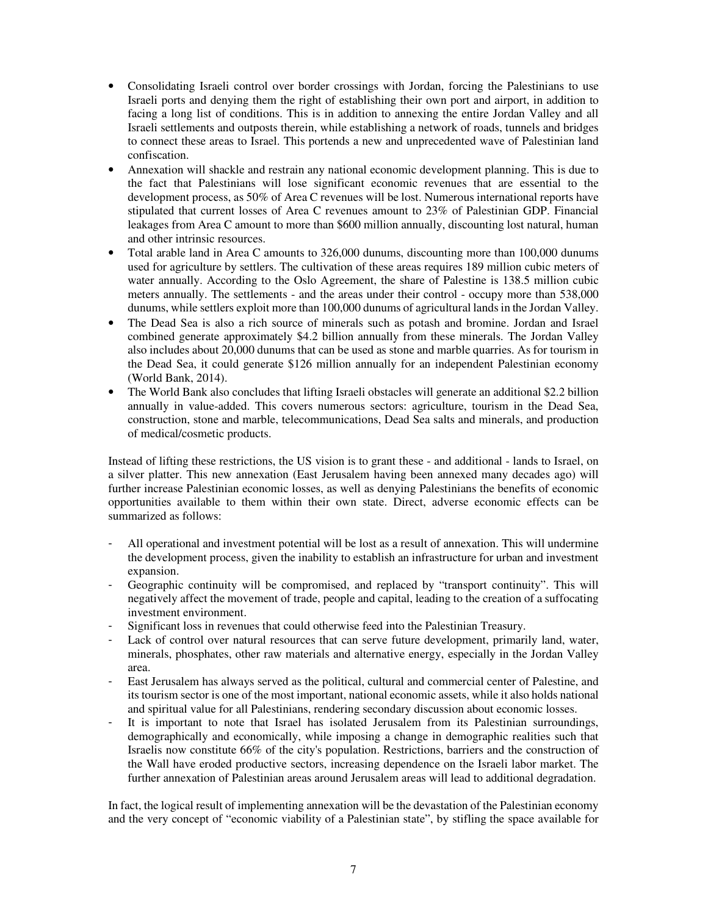- Consolidating Israeli control over border crossings with Jordan, forcing the Palestinians to use Israeli ports and denying them the right of establishing their own port and airport, in addition to facing a long list of conditions. This is in addition to annexing the entire Jordan Valley and all Israeli settlements and outposts therein, while establishing a network of roads, tunnels and bridges to connect these areas to Israel. This portends a new and unprecedented wave of Palestinian land confiscation.
- Annexation will shackle and restrain any national economic development planning. This is due to the fact that Palestinians will lose significant economic revenues that are essential to the development process, as 50% of Area C revenues will be lost. Numerous international reports have stipulated that current losses of Area C revenues amount to 23% of Palestinian GDP. Financial leakages from Area C amount to more than $600 million annually, discounting lost natural, human and other intrinsic resources.
- Total arable land in Area C amounts to 326,000 dunums, discounting more than 100,000 dunums used for agriculture by settlers. The cultivation of these areas requires 189 million cubic meters of water annually. According to the Oslo Agreement, the share of Palestine is 138.5 million cubic meters annually. The settlements - and the areas under their control - occupy more than 538,000 dunums, while settlers exploit more than 100,000 dunums of agricultural lands in the Jordan Valley.
- The Dead Sea is also a rich source of minerals such as potash and bromine. Jordan and Israel combined generate approximately $4.2 billion annually from these minerals. The Jordan Valley also includes about 20,000 dunums that can be used as stone and marble quarries. As for tourism in the Dead Sea, it could generate $126 million annually for an independent Palestinian economy (World Bank, 2014).
- The World Bank also concludes that lifting Israeli obstacles will generate an additional $2.2 billion annually in value-added. This covers numerous sectors: agriculture, tourism in the Dead Sea, construction, stone and marble, telecommunications, Dead Sea salts and minerals, and production of medical/cosmetic products.

Instead of lifting these restrictions, the US vision is to grant these - and additional - lands to Israel, on a silver platter. This new annexation (East Jerusalem having been annexed many decades ago) will further increase Palestinian economic losses, as well as denying Palestinians the benefits of economic opportunities available to them within their own state. Direct, adverse economic effects can be summarized as follows:

- All operational and investment potential will be lost as a result of annexation. This will undermine the development process, given the inability to establish an infrastructure for urban and investment expansion.
- Geographic continuity will be compromised, and replaced by "transport continuity". This will negatively affect the movement of trade, people and capital, leading to the creation of a suffocating investment environment.
- Significant loss in revenues that could otherwise feed into the Palestinian Treasury.
- Lack of control over natural resources that can serve future development, primarily land, water, minerals, phosphates, other raw materials and alternative energy, especially in the Jordan Valley area.
- East Jerusalem has always served as the political, cultural and commercial center of Palestine, and its tourism sector is one of the most important, national economic assets, while it also holds national and spiritual value for all Palestinians, rendering secondary discussion about economic losses.
- It is important to note that Israel has isolated Jerusalem from its Palestinian surroundings, demographically and economically, while imposing a change in demographic realities such that Israelis now constitute 66% of the city's population. Restrictions, barriers and the construction of the Wall have eroded productive sectors, increasing dependence on the Israeli labor market. The further annexation of Palestinian areas around Jerusalem areas will lead to additional degradation.

In fact, the logical result of implementing annexation will be the devastation of the Palestinian economy and the very concept of "economic viability of a Palestinian state", by stifling the space available for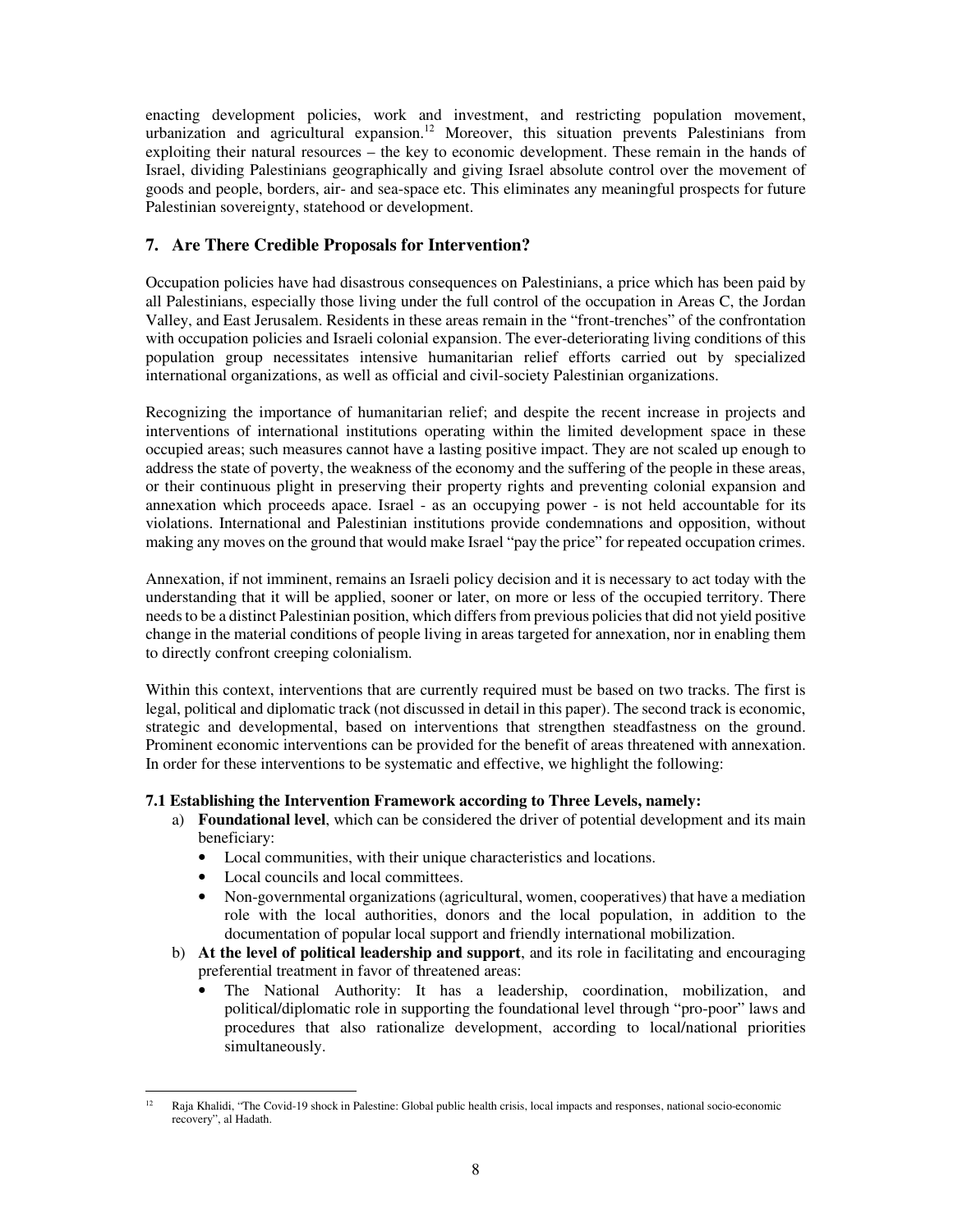enacting development policies, work and investment, and restricting population movement, urbanization and agricultural expansion.[12] Moreover, this situation prevents Palestinians from exploiting their natural resources – the key to economic development. These remain in the hands of Israel, dividing Palestinians geographically and giving Israel absolute control over the movement of goods and people, borders, air- and sea-space etc. This eliminates any meaningful prospects for future Palestinian sovereignty, statehood or development.

## 7. Are There Credible Proposals for Intervention?

Occupation policies have had disastrous consequences on Palestinians, a price which has been paid by all Palestinians, especially those living under the full control of the occupation in Areas C, the Jordan Valley, and East Jerusalem. Residents in these areas remain in the "front-trenches" of the confrontation with occupation policies and Israeli colonial expansion. The ever-deteriorating living conditions of this population group necessitates intensive humanitarian relief efforts carried out by specialized international organizations, as well as official and civil-society Palestinian organizations.

Recognizing the importance of humanitarian relief; and despite the recent increase in projects and interventions of international institutions operating within the limited development space in these occupied areas; such measures cannot have a lasting positive impact. They are not scaled up enough to address the state of poverty, the weakness of the economy and the suffering of the people in these areas, or their continuous plight in preserving their property rights and preventing colonial expansion and annexation which proceeds apace. Israel - as an occupying power - is not held accountable for its violations. International and Palestinian institutions provide condemnations and opposition, without making any moves on the ground that would make Israel "pay the price" for repeated occupation crimes.

Annexation, if not imminent, remains an Israeli policy decision and it is necessary to act today with the understanding that it will be applied, sooner or later, on more or less of the occupied territory. There needs to be a distinct Palestinian position, which differs from previous policies that did not yield positive change in the material conditions of people living in areas targeted for annexation, nor in enabling them to directly confront creeping colonialism.

Within this context, interventions that are currently required must be based on two tracks. The first is legal, political and diplomatic track (not discussed in detail in this paper). The second track is economic, strategic and developmental, based on interventions that strengthen steadfastness on the ground. Prominent economic interventions can be provided for the benefit of areas threatened with annexation. In order for these interventions to be systematic and effective, we highlight the following:

**7.1 Establishing the Intervention Framework according to Three Levels, namely:**

a) **Foundational level**, which can be considered the driver of potential development and its main beneficiary:
   - Local communities, with their unique characteristics and locations.
   - Local councils and local committees.
   - Non-governmental organizations (agricultural, women, cooperatives) that have a mediation role with the local authorities, donors and the local population, in addition to the documentation of popular local support and friendly international mobilization.

b) **At the level of political leadership and support**, and its role in facilitating and encouraging preferential treatment in favor of threatened areas:
   - The National Authority: It has a leadership, coordination, mobilization, and political/diplomatic role in supporting the foundational level through "pro-poor" laws and procedures that also rationalize development, according to local/national priorities simultaneously.

---

[12] Raja Khalidi, "The Covid-19 shock in Palestine: Global public health crisis, local impacts and responses, national socio-economic recovery", al Hadath.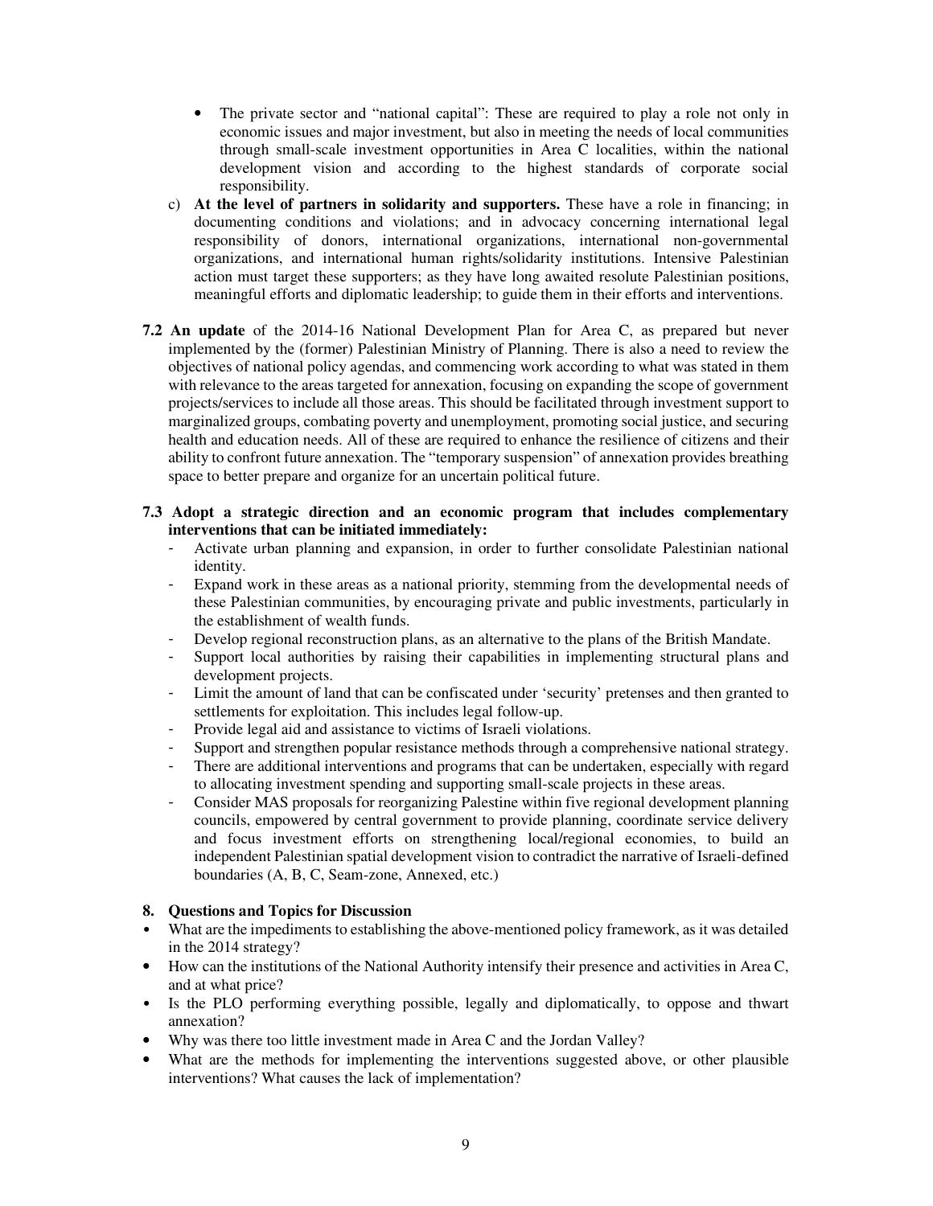- The private sector and "national capital": These are required to play a role not only in economic issues and major investment, but also in meeting the needs of local communities through small-scale investment opportunities in Area C localities, within the national development vision and according to the highest standards of corporate social responsibility.

c) **At the level of partners in solidarity and supporters.** These have a role in financing; in documenting conditions and violations; and in advocacy concerning international legal responsibility of donors, international organizations, international non-governmental organizations, and international human rights/solidarity institutions. Intensive Palestinian action must target these supporters; as they have long awaited resolute Palestinian positions, meaningful efforts and diplomatic leadership; to guide them in their efforts and interventions.

**7.2 An update** of the 2014-16 National Development Plan for Area C, as prepared but never implemented by the (former) Palestinian Ministry of Planning. There is also a need to review the objectives of national policy agendas, and commencing work according to what was stated in them with relevance to the areas targeted for annexation, focusing on expanding the scope of government projects/services to include all those areas. This should be facilitated through investment support to marginalized groups, combating poverty and unemployment, promoting social justice, and securing health and education needs. All of these are required to enhance the resilience of citizens and their ability to confront future annexation. The "temporary suspension" of annexation provides breathing space to better prepare and organize for an uncertain political future.

**7.3 Adopt a strategic direction and an economic program that includes complementary interventions that can be initiated immediately:**

- Activate urban planning and expansion, in order to further consolidate Palestinian national identity.
- Expand work in these areas as a national priority, stemming from the developmental needs of these Palestinian communities, by encouraging private and public investments, particularly in the establishment of wealth funds.
- Develop regional reconstruction plans, as an alternative to the plans of the British Mandate.
- Support local authorities by raising their capabilities in implementing structural plans and development projects.
- Limit the amount of land that can be confiscated under 'security' pretenses and then granted to settlements for exploitation. This includes legal follow-up.
- Provide legal aid and assistance to victims of Israeli violations.
- Support and strengthen popular resistance methods through a comprehensive national strategy.
- There are additional interventions and programs that can be undertaken, especially with regard to allocating investment spending and supporting small-scale projects in these areas.
- Consider MAS proposals for reorganizing Palestine within five regional development planning councils, empowered by central government to provide planning, coordinate service delivery and focus investment efforts on strengthening local/regional economies, to build an independent Palestinian spatial development vision to contradict the narrative of Israeli-defined boundaries (A, B, C, Seam-zone, Annexed, etc.)

## 8. Questions and Topics for Discussion

- What are the impediments to establishing the above-mentioned policy framework, as it was detailed in the 2014 strategy?
- How can the institutions of the National Authority intensify their presence and activities in Area C, and at what price?
- Is the PLO performing everything possible, legally and diplomatically, to oppose and thwart annexation?
- Why was there too little investment made in Area C and the Jordan Valley?
- What are the methods for implementing the interventions suggested above, or other plausible interventions? What causes the lack of implementation?